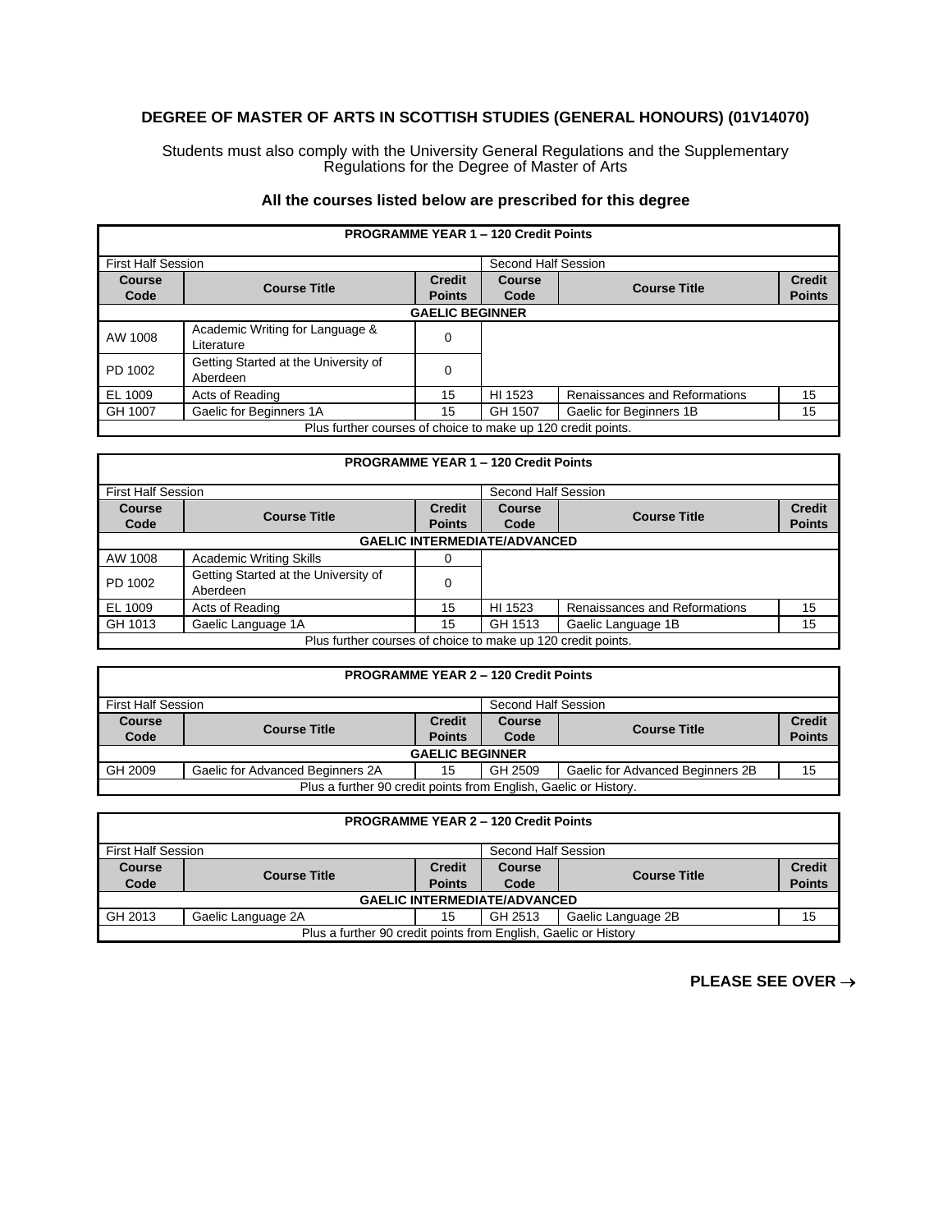## DEGREE OF MASTER OF ARTS IN SCOTTISH STUDIES (GENERAL HONOURS) (01V14070)

Students must also comply with the University General Regulations and the Supplementary Regulations for the Degree of Master of Arts

### All the courses listed below are prescribed for this degree

| PROGRAMME YEAR 1 – 120 Credit Points | | | | | |
|---|---|---|---|---|---|
| First Half Session | | | Second Half Session | | |
| **Course Code** | **Course Title** | **Credit Points** | **Course Code** | **Course Title** | **Credit Points** |
| **GAELIC BEGINNER** | | | | | |
| AW 1008 | Academic Writing for Language & Literature | 0 | | | |
| PD 1002 | Getting Started at the University of Aberdeen | 0 | | | |
| EL 1009 | Acts of Reading | 15 | HI 1523 | Renaissances and Reformations | 15 |
| GH 1007 | Gaelic for Beginners 1A | 15 | GH 1507 | Gaelic for Beginners 1B | 15 |
| Plus further courses of choice to make up 120 credit points. | | | | | |

| PROGRAMME YEAR 1 – 120 Credit Points | | | | | |
|---|---|---|---|---|---|
| First Half Session | | | Second Half Session | | |
| **Course Code** | **Course Title** | **Credit Points** | **Course Code** | **Course Title** | **Credit Points** |
| **GAELIC INTERMEDIATE/ADVANCED** | | | | | |
| AW 1008 | Academic Writing Skills | 0 | | | |
| PD 1002 | Getting Started at the University of Aberdeen | 0 | | | |
| EL 1009 | Acts of Reading | 15 | HI 1523 | Renaissances and Reformations | 15 |
| GH 1013 | Gaelic Language 1A | 15 | GH 1513 | Gaelic Language 1B | 15 |
| Plus further courses of choice to make up 120 credit points. | | | | | |

| PROGRAMME YEAR 2 – 120 Credit Points | | | | | |
|---|---|---|---|---|---|
| First Half Session | | | Second Half Session | | |
| **Course Code** | **Course Title** | **Credit Points** | **Course Code** | **Course Title** | **Credit Points** |
| **GAELIC BEGINNER** | | | | | |
| GH 2009 | Gaelic for Advanced Beginners 2A | 15 | GH 2509 | Gaelic for Advanced Beginners 2B | 15 |
| Plus a further 90 credit points from English, Gaelic or History. | | | | | |

| PROGRAMME YEAR 2 – 120 Credit Points | | | | | |
|---|---|---|---|---|---|
| First Half Session | | | Second Half Session | | |
| **Course Code** | **Course Title** | **Credit Points** | **Course Code** | **Course Title** | **Credit Points** |
| **GAELIC INTERMEDIATE/ADVANCED** | | | | | |
| GH 2013 | Gaelic Language 2A | 15 | GH 2513 | Gaelic Language 2B | 15 |
| Plus a further 90 credit points from English, Gaelic or History | | | | | |

**PLEASE SEE OVER →**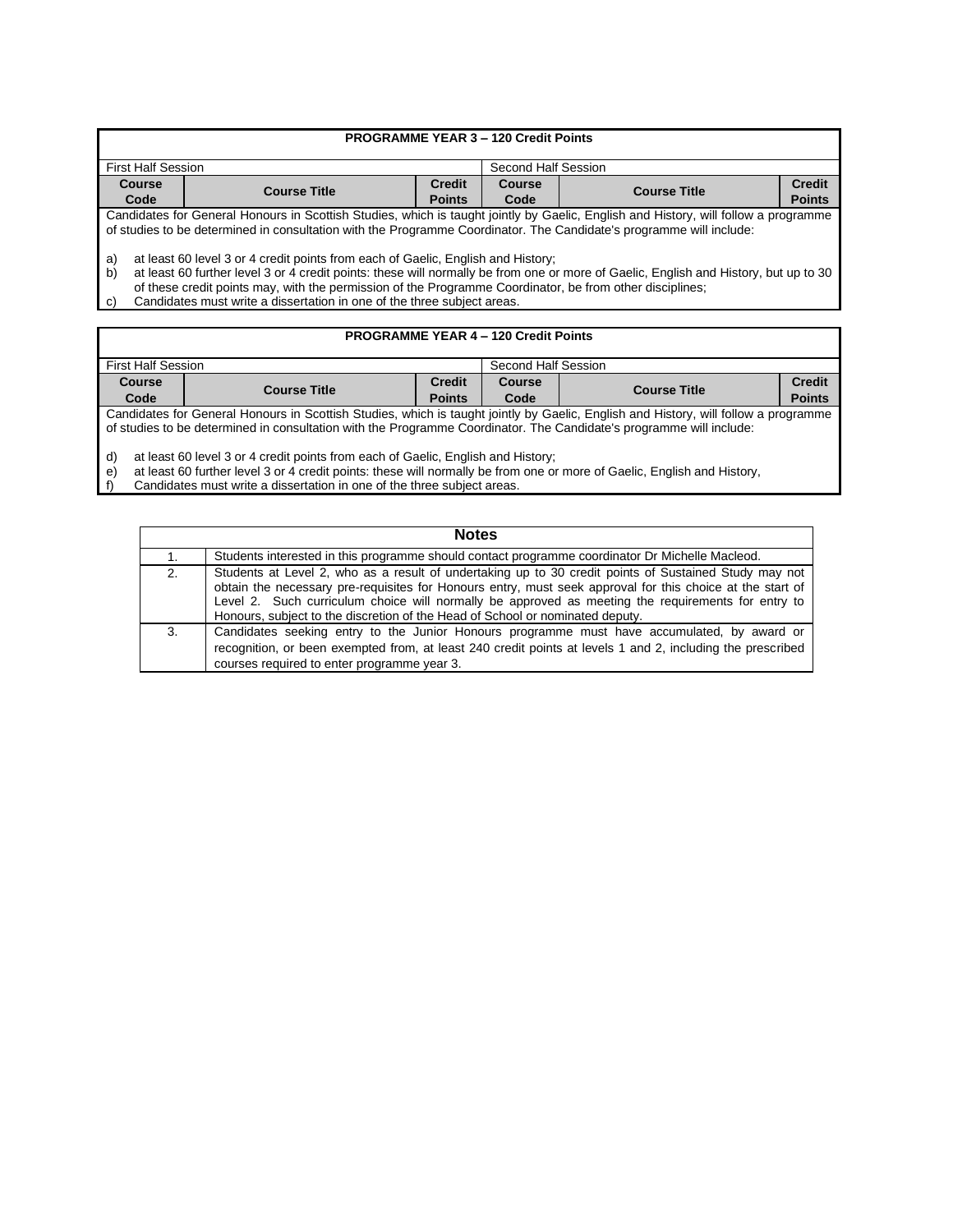| PROGRAMME YEAR 3 – 120 Credit Points | | | | | |
|---|---|---|---|---|---|
| First Half Session | | | Second Half Session | | |
| **Course Code** | **Course Title** | **Credit Points** | **Course Code** | **Course Title** | **Credit Points** |

Candidates for General Honours in Scottish Studies, which is taught jointly by Gaelic, English and History, will follow a programme of studies to be determined in consultation with the Programme Coordinator. The Candidate's programme will include:

a) at least 60 level 3 or 4 credit points from each of Gaelic, English and History;
b) at least 60 further level 3 or 4 credit points: these will normally be from one or more of Gaelic, English and History, but up to 30 of these credit points may, with the permission of the Programme Coordinator, be from other disciplines;
c) Candidates must write a dissertation in one of the three subject areas.

| PROGRAMME YEAR 4 – 120 Credit Points | | | | | |
|---|---|---|---|---|---|
| First Half Session | | | Second Half Session | | |
| **Course Code** | **Course Title** | **Credit Points** | **Course Code** | **Course Title** | **Credit Points** |

Candidates for General Honours in Scottish Studies, which is taught jointly by Gaelic, English and History, will follow a programme of studies to be determined in consultation with the Programme Coordinator. The Candidate's programme will include:

d) at least 60 level 3 or 4 credit points from each of Gaelic, English and History;
e) at least 60 further level 3 or 4 credit points: these will normally be from one or more of Gaelic, English and History,
f) Candidates must write a dissertation in one of the three subject areas.

| Notes | |
|---|---|
| 1. | Students interested in this programme should contact programme coordinator Dr Michelle Macleod. |
| 2. | Students at Level 2, who as a result of undertaking up to 30 credit points of Sustained Study may not obtain the necessary pre-requisites for Honours entry, must seek approval for this choice at the start of Level 2. Such curriculum choice will normally be approved as meeting the requirements for entry to Honours, subject to the discretion of the Head of School or nominated deputy. |
| 3. | Candidates seeking entry to the Junior Honours programme must have accumulated, by award or recognition, or been exempted from, at least 240 credit points at levels 1 and 2, including the prescribed courses required to enter programme year 3. |